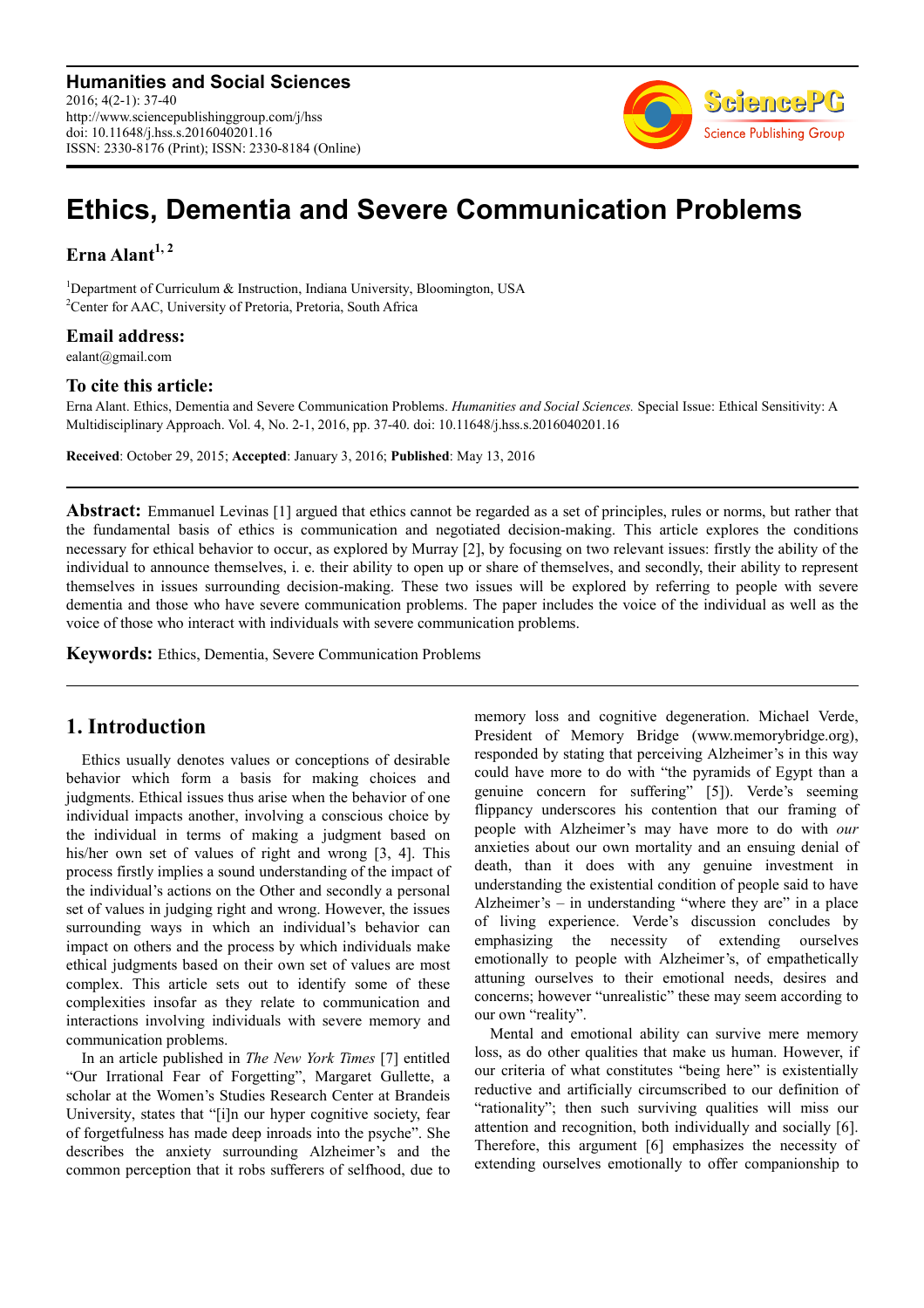# Ethics, Dementia and Severe Communication Problems

**Erna Alant**[1, 2]

[1]Department of Curriculum & Instruction, Indiana University, Bloomington, USA
[2]Center for AAC, University of Pretoria, Pretoria, South Africa

## Email address:

ealant@gmail.com

## To cite this article:

Erna Alant. Ethics, Dementia and Severe Communication Problems. *Humanities and Social Sciences.* Special Issue: Ethical Sensitivity: A Multidisciplinary Approach. Vol. 4, No. 2-1, 2016, pp. 37-40. doi: 10.11648/j.hss.s.2016040201.16

**Received**: October 29, 2015; **Accepted**: January 3, 2016; **Published**: May 13, 2016

---

**Abstract:** Emmanuel Levinas [1] argued that ethics cannot be regarded as a set of principles, rules or norms, but rather that the fundamental basis of ethics is communication and negotiated decision-making. This article explores the conditions necessary for ethical behavior to occur, as explored by Murray [2], by focusing on two relevant issues: firstly the ability of the individual to announce themselves, i. e. their ability to open up or share of themselves, and secondly, their ability to represent themselves in issues surrounding decision-making. These two issues will be explored by referring to people with severe dementia and those who have severe communication problems. The paper includes the voice of the individual as well as the voice of those who interact with individuals with severe communication problems.

**Keywords:** Ethics, Dementia, Severe Communication Problems

---

## 1. Introduction

Ethics usually denotes values or conceptions of desirable behavior which form a basis for making choices and judgments. Ethical issues thus arise when the behavior of one individual impacts another, involving a conscious choice by the individual in terms of making a judgment based on his/her own set of values of right and wrong [3, 4]. This process firstly implies a sound understanding of the impact of the individual's actions on the Other and secondly a personal set of values in judging right and wrong. However, the issues surrounding ways in which an individual's behavior can impact on others and the process by which individuals make ethical judgments based on their own set of values are most complex. This article sets out to identify some of these complexities insofar as they relate to communication and interactions involving individuals with severe memory and communication problems.

In an article published in *The New York Times* [7] entitled "Our Irrational Fear of Forgetting", Margaret Gullette, a scholar at the Women's Studies Research Center at Brandeis University, states that "[i]n our hyper cognitive society, fear of forgetfulness has made deep inroads into the psyche". She describes the anxiety surrounding Alzheimer's and the common perception that it robs sufferers of selfhood, due to memory loss and cognitive degeneration. Michael Verde, President of Memory Bridge (www.memorybridge.org), responded by stating that perceiving Alzheimer's in this way could have more to do with "the pyramids of Egypt than a genuine concern for suffering" [5]). Verde's seeming flippancy underscores his contention that our framing of people with Alzheimer's may have more to do with *our* anxieties about our own mortality and an ensuing denial of death, than it does with any genuine investment in understanding the existential condition of people said to have Alzheimer's – in understanding "where they are" in a place of living experience. Verde's discussion concludes by emphasizing the necessity of extending ourselves emotionally to people with Alzheimer's, of empathetically attuning ourselves to their emotional needs, desires and concerns; however "unrealistic" these may seem according to our own "reality".

Mental and emotional ability can survive mere memory loss, as do other qualities that make us human. However, if our criteria of what constitutes "being here" is existentially reductive and artificially circumscribed to our definition of "rationality"; then such surviving qualities will miss our attention and recognition, both individually and socially [6]. Therefore, this argument [6] emphasizes the necessity of extending ourselves emotionally to offer companionship to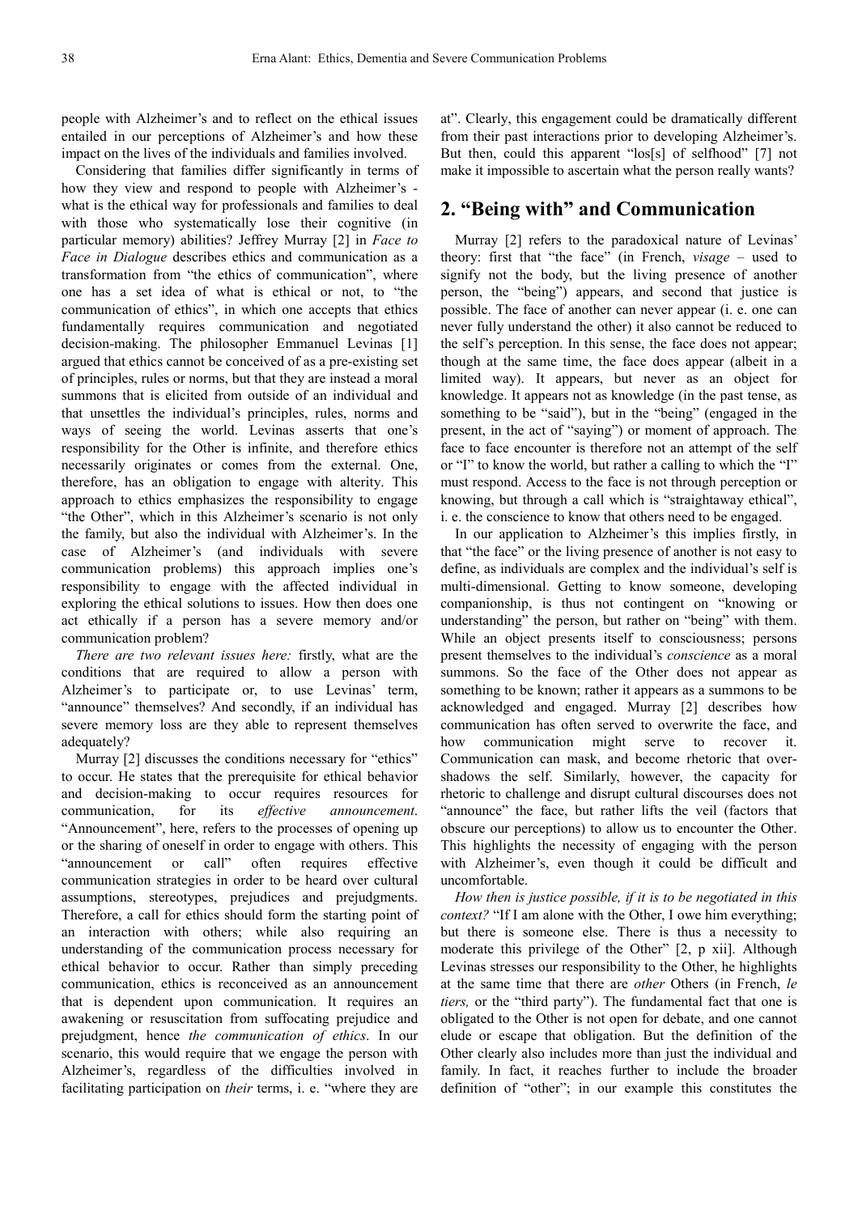people with Alzheimer's and to reflect on the ethical issues entailed in our perceptions of Alzheimer's and how these impact on the lives of the individuals and families involved.

Considering that families differ significantly in terms of how they view and respond to people with Alzheimer's - what is the ethical way for professionals and families to deal with those who systematically lose their cognitive (in particular memory) abilities? Jeffrey Murray [2] in *Face to Face in Dialogue* describes ethics and communication as a transformation from "the ethics of communication", where one has a set idea of what is ethical or not, to "the communication of ethics", in which one accepts that ethics fundamentally requires communication and negotiated decision-making. The philosopher Emmanuel Levinas [1] argued that ethics cannot be conceived of as a pre-existing set of principles, rules or norms, but that they are instead a moral summons that is elicited from outside of an individual and that unsettles the individual's principles, rules, norms and ways of seeing the world. Levinas asserts that one's responsibility for the Other is infinite, and therefore ethics necessarily originates or comes from the external. One, therefore, has an obligation to engage with alterity. This approach to ethics emphasizes the responsibility to engage "the Other", which in this Alzheimer's scenario is not only the family, but also the individual with Alzheimer's. In the case of Alzheimer's (and individuals with severe communication problems) this approach implies one's responsibility to engage with the affected individual in exploring the ethical solutions to issues. How then does one act ethically if a person has a severe memory and/or communication problem?

*There are two relevant issues here:* firstly, what are the conditions that are required to allow a person with Alzheimer's to participate or, to use Levinas' term, "announce" themselves? And secondly, if an individual has severe memory loss are they able to represent themselves adequately?

Murray [2] discusses the conditions necessary for "ethics" to occur. He states that the prerequisite for ethical behavior and decision-making to occur requires resources for communication, for its *effective announcement*. "Announcement", here, refers to the processes of opening up or the sharing of oneself in order to engage with others. This "announcement or call" often requires effective communication strategies in order to be heard over cultural assumptions, stereotypes, prejudices and prejudgments. Therefore, a call for ethics should form the starting point of an interaction with others; while also requiring an understanding of the communication process necessary for ethical behavior to occur. Rather than simply preceding communication, ethics is reconceived as an announcement that is dependent upon communication. It requires an awakening or resuscitation from suffocating prejudice and prejudgment, hence *the communication of ethics*. In our scenario, this would require that we engage the person with Alzheimer's, regardless of the difficulties involved in facilitating participation on *their* terms, i. e. "where they are at". Clearly, this engagement could be dramatically different from their past interactions prior to developing Alzheimer's. But then, could this apparent "los[s] of selfhood" [7] not make it impossible to ascertain what the person really wants?

## 2. "Being with" and Communication

Murray [2] refers to the paradoxical nature of Levinas' theory: first that "the face" (in French, *visage* – used to signify not the body, but the living presence of another person, the "being") appears, and second that justice is possible. The face of another can never appear (i. e. one can never fully understand the other) it also cannot be reduced to the self's perception. In this sense, the face does not appear; though at the same time, the face does appear (albeit in a limited way). It appears, but never as an object for knowledge. It appears not as knowledge (in the past tense, as something to be "said"), but in the "being" (engaged in the present, in the act of "saying") or moment of approach. The face to face encounter is therefore not an attempt of the self or "I" to know the world, but rather a calling to which the "I" must respond. Access to the face is not through perception or knowing, but through a call which is "straightaway ethical", i. e. the conscience to know that others need to be engaged.

In our application to Alzheimer's this implies firstly, in that "the face" or the living presence of another is not easy to define, as individuals are complex and the individual's self is multi-dimensional. Getting to know someone, developing companionship, is thus not contingent on "knowing or understanding" the person, but rather on "being" with them. While an object presents itself to consciousness; persons present themselves to the individual's *conscience* as a moral summons. So the face of the Other does not appear as something to be known; rather it appears as a summons to be acknowledged and engaged. Murray [2] describes how communication has often served to overwrite the face, and how communication might serve to recover it. Communication can mask, and become rhetoric that overshadows the self. Similarly, however, the capacity for rhetoric to challenge and disrupt cultural discourses does not "announce" the face, but rather lifts the veil (factors that obscure our perceptions) to allow us to encounter the Other. This highlights the necessity of engaging with the person with Alzheimer's, even though it could be difficult and uncomfortable.

*How then is justice possible, if it is to be negotiated in this context?* "If I am alone with the Other, I owe him everything; but there is someone else. There is thus a necessity to moderate this privilege of the Other" [2, p xii]. Although Levinas stresses our responsibility to the Other, he highlights at the same time that there are *other* Others (in French, *le tiers,* or the "third party"). The fundamental fact that one is obligated to the Other is not open for debate, and one cannot elude or escape that obligation. But the definition of the Other clearly also includes more than just the individual and family. In fact, it reaches further to include the broader definition of "other"; in our example this constitutes the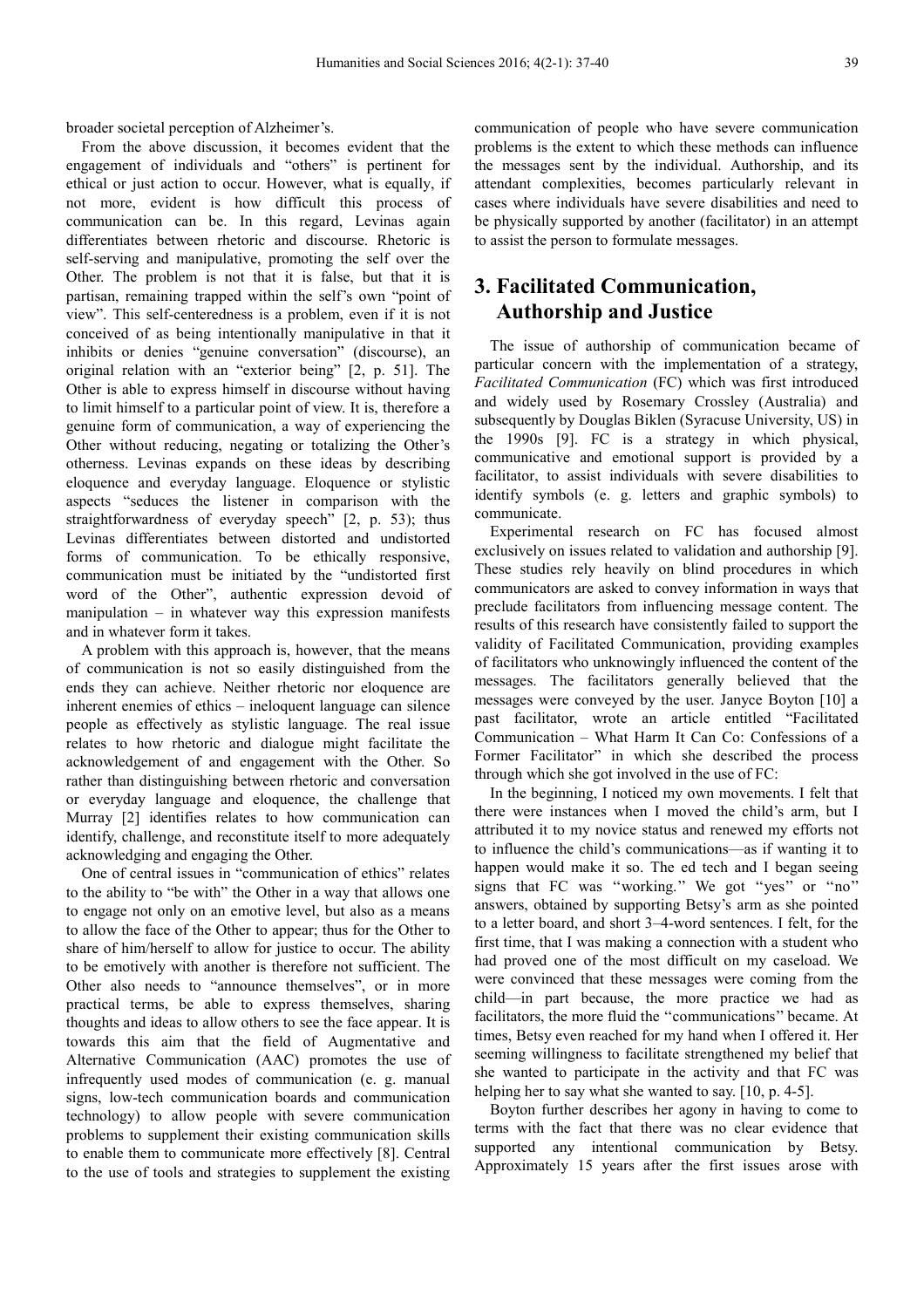broader societal perception of Alzheimer's.

From the above discussion, it becomes evident that the engagement of individuals and "others" is pertinent for ethical or just action to occur. However, what is equally, if not more, evident is how difficult this process of communication can be. In this regard, Levinas again differentiates between rhetoric and discourse. Rhetoric is self-serving and manipulative, promoting the self over the Other. The problem is not that it is false, but that it is partisan, remaining trapped within the self's own "point of view". This self-centeredness is a problem, even if it is not conceived of as being intentionally manipulative in that it inhibits or denies "genuine conversation" (discourse), an original relation with an "exterior being" [2, p. 51]. The Other is able to express himself in discourse without having to limit himself to a particular point of view. It is, therefore a genuine form of communication, a way of experiencing the Other without reducing, negating or totalizing the Other's otherness. Levinas expands on these ideas by describing eloquence and everyday language. Eloquence or stylistic aspects "seduces the listener in comparison with the straightforwardness of everyday speech" [2, p. 53); thus Levinas differentiates between distorted and undistorted forms of communication. To be ethically responsive, communication must be initiated by the "undistorted first word of the Other", authentic expression devoid of manipulation – in whatever way this expression manifests and in whatever form it takes.

A problem with this approach is, however, that the means of communication is not so easily distinguished from the ends they can achieve. Neither rhetoric nor eloquence are inherent enemies of ethics – ineloquent language can silence people as effectively as stylistic language. The real issue relates to how rhetoric and dialogue might facilitate the acknowledgement of and engagement with the Other. So rather than distinguishing between rhetoric and conversation or everyday language and eloquence, the challenge that Murray [2] identifies relates to how communication can identify, challenge, and reconstitute itself to more adequately acknowledging and engaging the Other.

One of central issues in "communication of ethics" relates to the ability to "be with" the Other in a way that allows one to engage not only on an emotive level, but also as a means to allow the face of the Other to appear; thus for the Other to share of him/herself to allow for justice to occur. The ability to be emotively with another is therefore not sufficient. The Other also needs to "announce themselves", or in more practical terms, be able to express themselves, sharing thoughts and ideas to allow others to see the face appear. It is towards this aim that the field of Augmentative and Alternative Communication (AAC) promotes the use of infrequently used modes of communication (e. g. manual signs, low-tech communication boards and communication technology) to allow people with severe communication problems to supplement their existing communication skills to enable them to communicate more effectively [8]. Central to the use of tools and strategies to supplement the existing communication of people who have severe communication problems is the extent to which these methods can influence the messages sent by the individual. Authorship, and its attendant complexities, becomes particularly relevant in cases where individuals have severe disabilities and need to be physically supported by another (facilitator) in an attempt to assist the person to formulate messages.

## 3. Facilitated Communication, Authorship and Justice

The issue of authorship of communication became of particular concern with the implementation of a strategy, *Facilitated Communication* (FC) which was first introduced and widely used by Rosemary Crossley (Australia) and subsequently by Douglas Biklen (Syracuse University, US) in the 1990s [9]. FC is a strategy in which physical, communicative and emotional support is provided by a facilitator, to assist individuals with severe disabilities to identify symbols (e. g. letters and graphic symbols) to communicate.

Experimental research on FC has focused almost exclusively on issues related to validation and authorship [9]. These studies rely heavily on blind procedures in which communicators are asked to convey information in ways that preclude facilitators from influencing message content. The results of this research have consistently failed to support the validity of Facilitated Communication, providing examples of facilitators who unknowingly influenced the content of the messages. The facilitators generally believed that the messages were conveyed by the user. Janyce Boyton [10] a past facilitator, wrote an article entitled "Facilitated Communication – What Harm It Can Co: Confessions of a Former Facilitator" in which she described the process through which she got involved in the use of FC:

In the beginning, I noticed my own movements. I felt that there were instances when I moved the child's arm, but I attributed it to my novice status and renewed my efforts not to influence the child's communications—as if wanting it to happen would make it so. The ed tech and I began seeing signs that FC was ''working.'' We got ''yes'' or ''no'' answers, obtained by supporting Betsy's arm as she pointed to a letter board, and short 3–4-word sentences. I felt, for the first time, that I was making a connection with a student who had proved one of the most difficult on my caseload. We were convinced that these messages were coming from the child—in part because, the more practice we had as facilitators, the more fluid the ''communications'' became. At times, Betsy even reached for my hand when I offered it. Her seeming willingness to facilitate strengthened my belief that she wanted to participate in the activity and that FC was helping her to say what she wanted to say. [10, p. 4-5].

Boyton further describes her agony in having to come to terms with the fact that there was no clear evidence that supported any intentional communication by Betsy. Approximately 15 years after the first issues arose with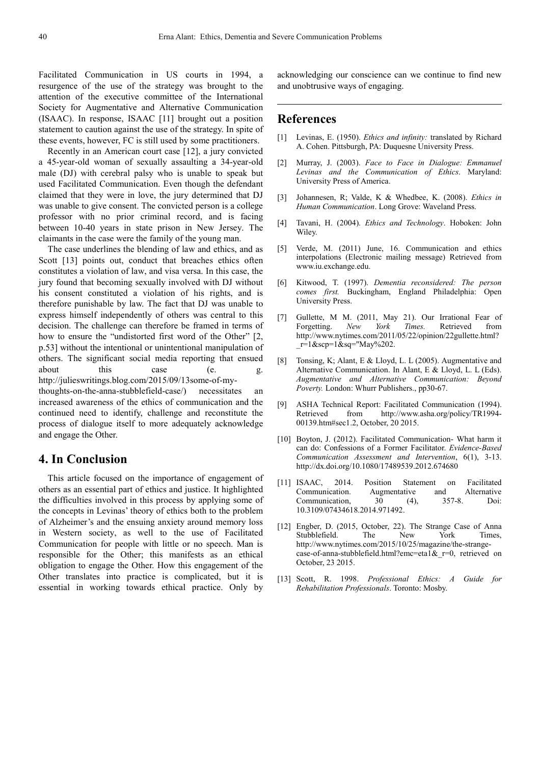Facilitated Communication in US courts in 1994, a resurgence of the use of the strategy was brought to the attention of the executive committee of the International Society for Augmentative and Alternative Communication (ISAAC). In response, ISAAC [11] brought out a position statement to caution against the use of the strategy. In spite of these events, however, FC is still used by some practitioners.

Recently in an American court case [12], a jury convicted a 45-year-old woman of sexually assaulting a 34-year-old male (DJ) with cerebral palsy who is unable to speak but used Facilitated Communication. Even though the defendant claimed that they were in love, the jury determined that DJ was unable to give consent. The convicted person is a college professor with no prior criminal record, and is facing between 10-40 years in state prison in New Jersey. The claimants in the case were the family of the young man.

The case underlines the blending of law and ethics, and as Scott [13] points out, conduct that breaches ethics often constitutes a violation of law, and visa versa. In this case, the jury found that becoming sexually involved with DJ without his consent constituted a violation of his rights, and is therefore punishable by law. The fact that DJ was unable to express himself independently of others was central to this decision. The challenge can therefore be framed in terms of how to ensure the "undistorted first word of the Other" [2, p.53] without the intentional or unintentional manipulation of others. The significant social media reporting that ensued about this case (e. g. http://julieswritings.blog.com/2015/09/13some-of-my-thoughts-on-the-anna-stubblefield-case/) necessitates an increased awareness of the ethics of communication and the continued need to identify, challenge and reconstitute the process of dialogue itself to more adequately acknowledge and engage the Other.

## 4. In Conclusion

This article focused on the importance of engagement of others as an essential part of ethics and justice. It highlighted the difficulties involved in this process by applying some of the concepts in Levinas' theory of ethics both to the problem of Alzheimer's and the ensuing anxiety around memory loss in Western society, as well to the use of Facilitated Communication for people with little or no speech. Man is responsible for the Other; this manifests as an ethical obligation to engage the Other. How this engagement of the Other translates into practice is complicated, but it is essential in working towards ethical practice. Only by acknowledging our conscience can we continue to find new and unobtrusive ways of engaging.

## References

[1] Levinas, E. (1950). *Ethics and infinity:* translated by Richard A. Cohen. Pittsburgh, PA: Duquesne University Press.

[2] Murray, J. (2003). *Face to Face in Dialogue: Emmanuel Levinas and the Communication of Ethics*. Maryland: University Press of America.

[3] Johannesen, R; Valde, K & Whedbee, K. (2008). *Ethics in Human Communication*. Long Grove: Waveland Press.

[4] Tavani, H. (2004). *Ethics and Technology*. Hoboken: John Wiley.

[5] Verde, M. (2011) June, 16. Communication and ethics interpolations (Electronic mailing message) Retrieved from www.iu.exchange.edu.

[6] Kitwood, T. (1997). *Dementia reconsidered: The person comes first.* Buckingham, England Philadelphia: Open University Press.

[7] Gullette, M M. (2011, May 21). Our Irrational Fear of Forgetting. *New York Times.* Retrieved from http://www.nytimes.com/2011/05/22/opinion/22gullette.html?_r=1&scp=1&sq="May%202.

[8] Tonsing, K; Alant, E & Lloyd, L. L (2005). Augmentative and Alternative Communication. In Alant, E & Lloyd, L. L (Eds). *Augmentative and Alternative Communication: Beyond Poverty.* London: Whurr Publishers., pp30-67.

[9] ASHA Technical Report: Facilitated Communication (1994). Retrieved from http://www.asha.org/policy/TR1994-00139.htm#sec1.2, October, 20 2015.

[10] Boyton, J. (2012). Facilitated Communication- What harm it can do: Confessions of a Former Facilitator. *Evidence-Based Communication Assessment and Intervention*, 6(1), 3-13. http://dx.doi.org/10.1080/17489539.2012.674680

[11] ISAAC, 2014. Position Statement on Facilitated Communication. Augmentative and Alternative Communication, 30 (4), 357-8. Doi: 10.3109/07434618.2014.971492.

[12] Engber, D. (2015, October, 22). The Strange Case of Anna Stubblefield. The New York Times, http://www.nytimes.com/2015/10/25/magazine/the-strange-case-of-anna-stubblefield.html?emc=eta1&_r=0, retrieved on October, 23 2015.

[13] Scott, R. 1998. *Professional Ethics: A Guide for Rehabilitation Professionals*. Toronto: Mosby.